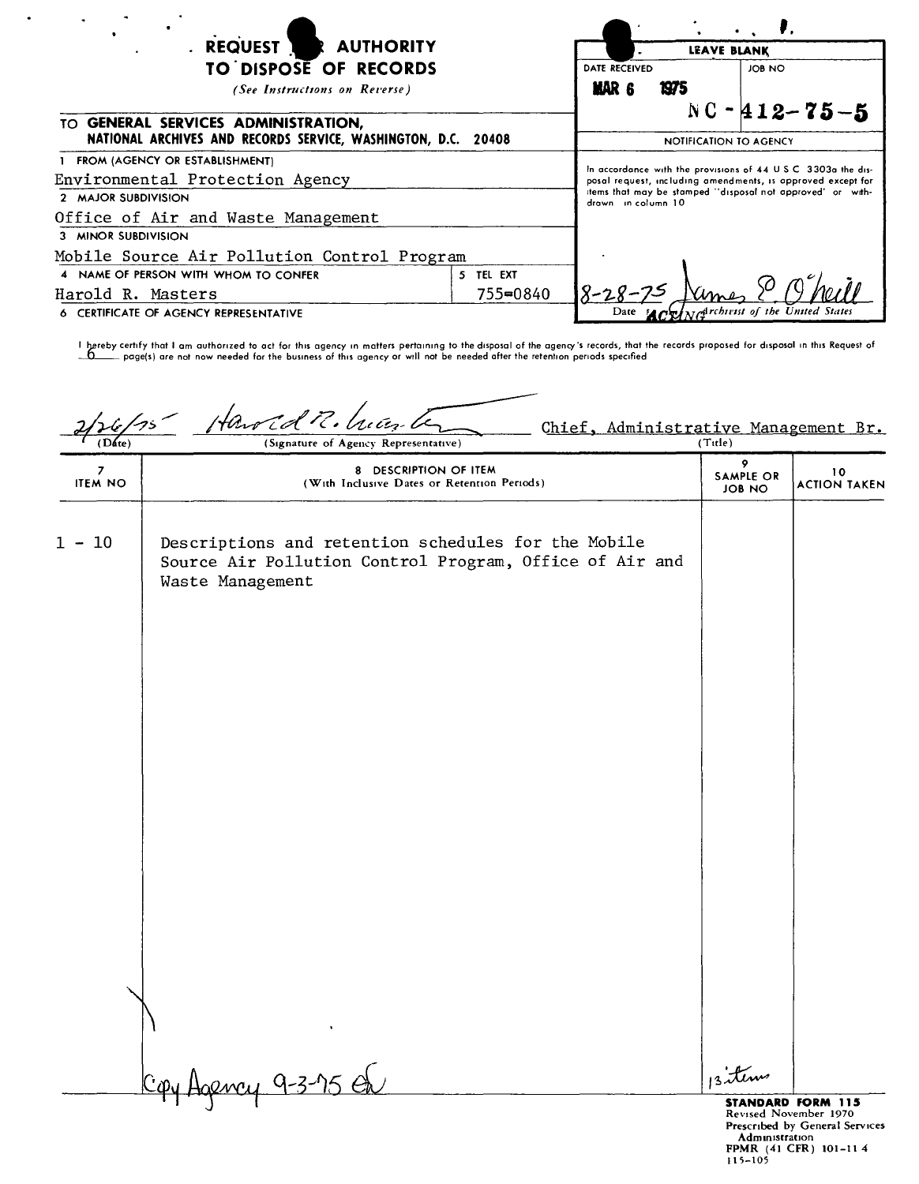# REQUEST FOR AUTHORITY TO DISPOSE OF RECORDS

*(See Instructions on Reverse)*

| LEAVE BLANK | |
|---|---|
| DATE RECEIVED | JOB NO |
| MAR 6 1975 | NC-412-75-5 |

**TO GENERAL SERVICES ADMINISTRATION, NATIONAL ARCHIVES AND RECORDS SERVICE, WASHINGTON, D.C. 20408**

**NOTIFICATION TO AGENCY**

In accordance with the provisions of 44 U S C 3303a the disposal request, including amendments, is approved except for items that may be stamped "disposal not approved" or withdrawn in column 10

8-28-75 James E. O'Neill
Date ACTING Archivist of the United States

1 FROM (AGENCY OR ESTABLISHMENT)
Environmental Protection Agency

2 MAJOR SUBDIVISION
Office of Air and Waste Management

3 MINOR SUBDIVISION
Mobile Source Air Pollution Control Program

4 NAME OF PERSON WITH WHOM TO CONFER
Harold R. Masters

5 TEL EXT
755-0840

6 CERTIFICATE OF AGENCY REPRESENTATIVE

I hereby certify that I am authorized to act for this agency in matters pertaining to the disposal of the agency's records, that the records proposed for disposal in this Request of 6 page(s) are not now needed for the business of this agency or will not be needed after the retention periods specified

2/26/75 — Harold R. Masters — Chief, Administrative Management Br.
(Date) (Signature of Agency Representative) (Title)

| 7 ITEM NO | 8 DESCRIPTION OF ITEM (With Inclusive Dates or Retention Periods) | 9 SAMPLE OR JOB NO | 10 ACTION TAKEN |
|---|---|---|---|
| 1 - 10 | Descriptions and retention schedules for the Mobile Source Air Pollution Control Program, Office of Air and Waste Management | | |
| | Copy Agency 9-3-75 | 13 items | |

**STANDARD FORM 115**
Revised November 1970
Prescribed by General Services Administration
FPMR (41 CFR) 101-11 4
115-105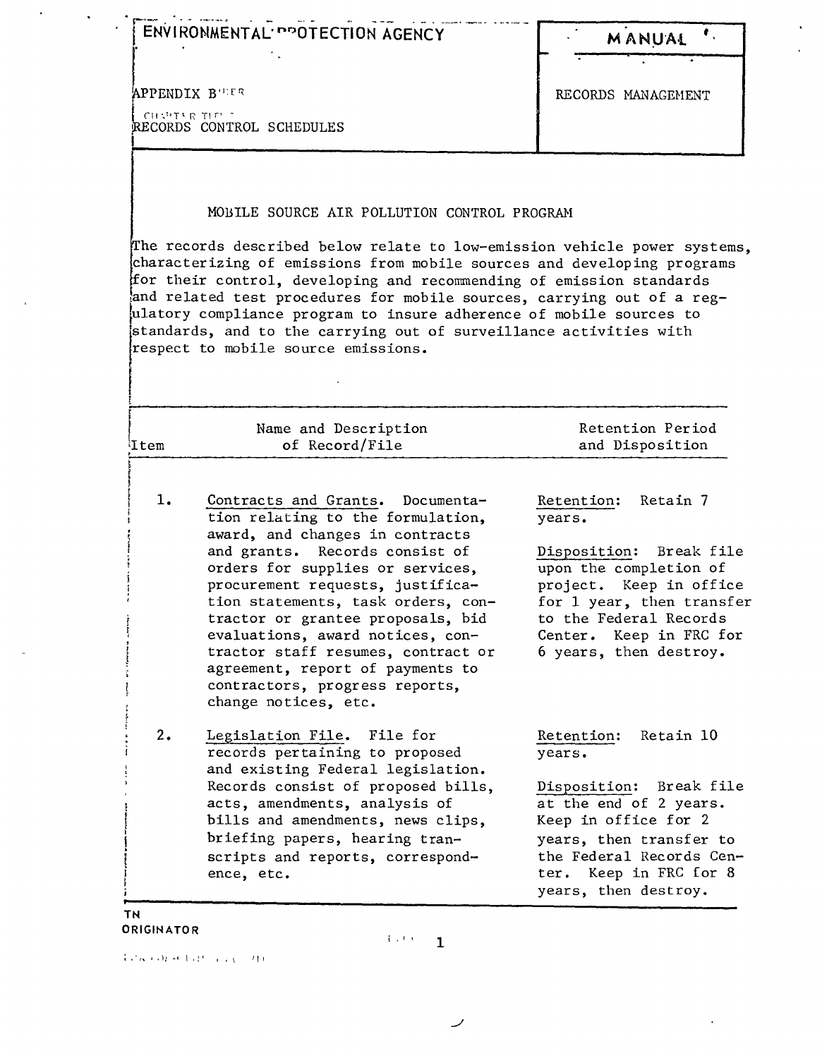ENVIRONMENTAL PROTECTION AGENCY | MANUAL

APPENDIX B

RECORDS CONTROL SCHEDULES

RECORDS MANAGEMENT

## MOBILE SOURCE AIR POLLUTION CONTROL PROGRAM

The records described below relate to low-emission vehicle power systems, characterizing of emissions from mobile sources and developing programs for their control, developing and recommending of emission standards and related test procedures for mobile sources, carrying out of a regulatory compliance program to insure adherence of mobile sources to standards, and to the carrying out of surveillance activities with respect to mobile source emissions.

| Item | Name and Description of Record/File | Retention Period and Disposition |
|---|---|---|
| 1. | Contracts and Grants. Documentation relating to the formulation, award, and changes in contracts and grants. Records consist of orders for supplies or services, procurement requests, justification statements, task orders, contractor or grantee proposals, bid evaluations, award notices, contractor staff resumes, contract or agreement, report of payments to contractors, progress reports, change notices, etc. | Retention: Retain 7 years.<br><br>Disposition: Break file upon the completion of project. Keep in office for 1 year, then transfer to the Federal Records Center. Keep in FRC for 6 years, then destroy. |
| 2. | Legislation File. File for records pertaining to proposed and existing Federal legislation. Records consist of proposed bills, acts, amendments, analysis of bills and amendments, news clips, briefing papers, hearing transcripts and reports, correspondence, etc. | Retention: Retain 10 years.<br><br>Disposition: Break file at the end of 2 years. Keep in office for 2 years, then transfer to the Federal Records Center. Keep in FRC for 8 years, then destroy. |

TN
ORIGINATOR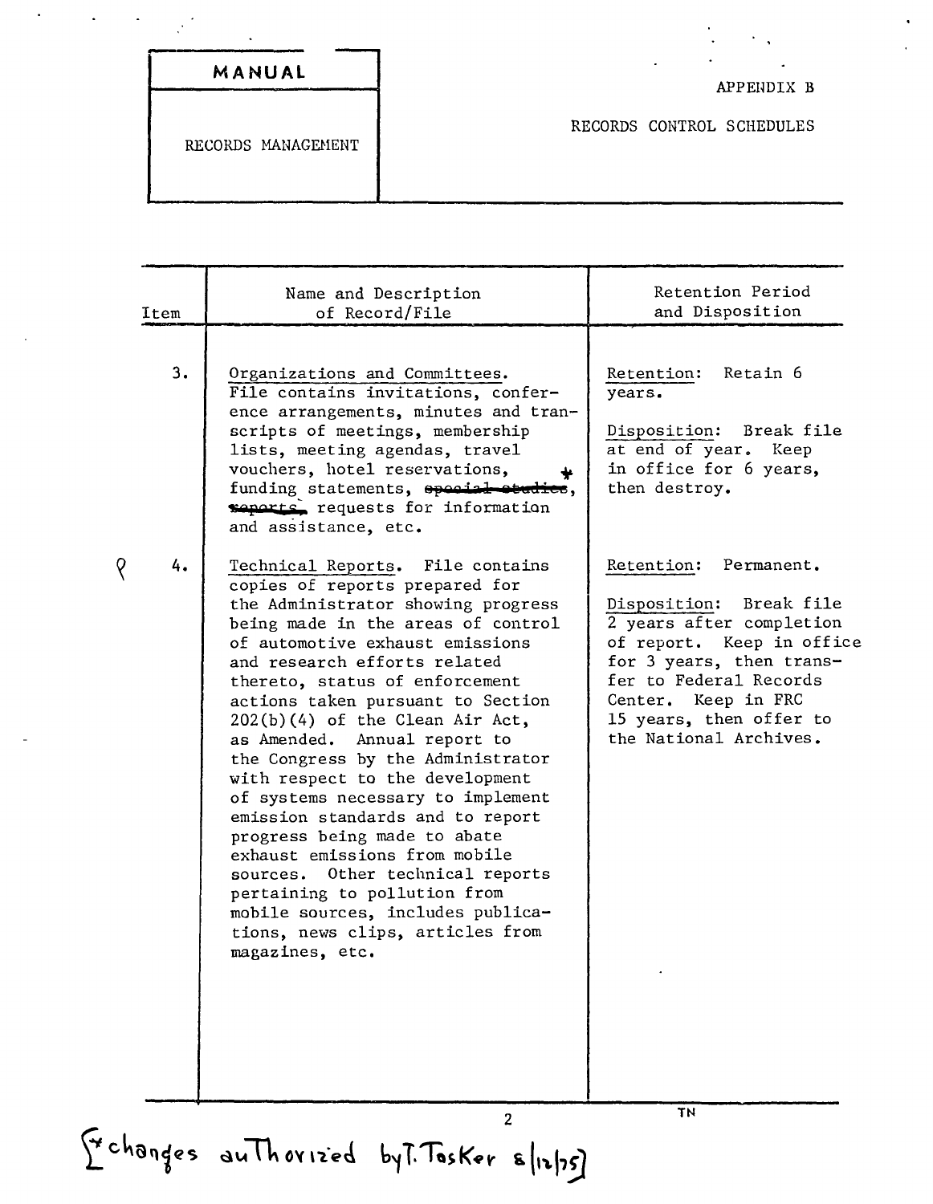| MANUAL | APPENDIX B |
| --- | --- |
| RECORDS MANAGEMENT | RECORDS CONTROL SCHEDULES |

| Item | Name and Description of Record/File | Retention Period and Disposition |
| --- | --- | --- |
| 3. | Organizations and Committees. File contains invitations, conference arrangements, minutes and transcripts of meetings, membership lists, meeting agendas, travel vouchers, hotel reservations, * funding statements, ~~special studies, reports,~~ requests for information and assistance, etc. | Retention: Retain 6 years. <br><br> Disposition: Break file at end of year. Keep in office for 6 years, then destroy. |
| 4. | Technical Reports. File contains copies of reports prepared for the Administrator showing progress being made in the areas of control of automotive exhaust emissions and research efforts related thereto, status of enforcement actions taken pursuant to Section 202(b)(4) of the Clean Air Act, as Amended. Annual report to the Congress by the Administrator with respect to the development of systems necessary to implement emission standards and to report progress being made to abate exhaust emissions from mobile sources. Other technical reports pertaining to pollution from mobile sources, includes publications, news clips, articles from magazines, etc. | Retention: Permanent. <br><br> Disposition: Break file 2 years after completion of report. Keep in office for 3 years, then transfer to Federal Records Center. Keep in FRC 15 years, then offer to the National Archives. |

TN

[* changes authorized by T. Tasker 8/12/75]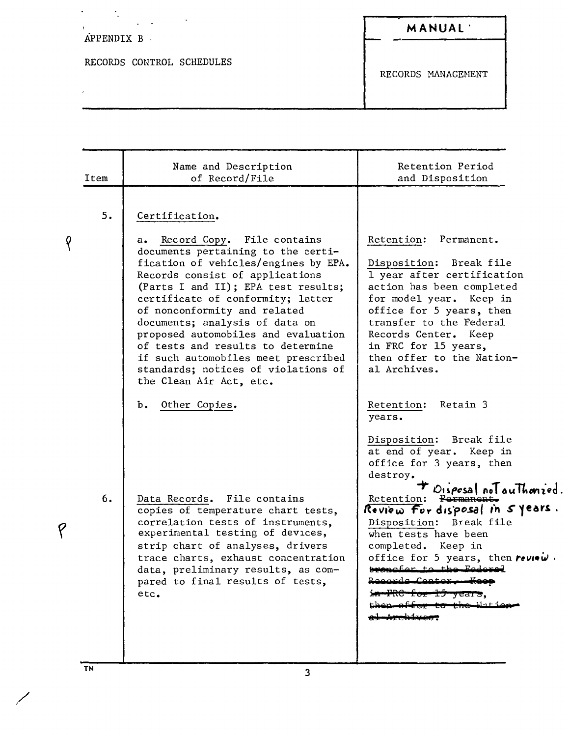APPENDIX B

RECORDS CONTROL SCHEDULES

**MANUAL**

RECORDS MANAGEMENT

| Item | Name and Description of Record/File | Retention Period and Disposition |
|---|---|---|
| 5. | Certification. | |
| | a. Record Copy. File contains documents pertaining to the certification of vehicles/engines by EPA. Records consist of applications (Parts I and II); EPA test results; certificate of conformity; letter of nonconformity and related documents; analysis of data on proposed automobiles and evaluation of tests and results to determine if such automobiles meet prescribed standards; notices of violations of the Clean Air Act, etc. | Retention: Permanent.<br><br>Disposition: Break file 1 year after certification action has been completed for model year. Keep in office for 5 years, then transfer to the Federal Records Center. Keep in FRC for 15 years, then offer to the National Archives. |
| | b. Other Copies. | Retention: Retain 3 years.<br><br>Disposition: Break file at end of year. Keep in office for 3 years, then destroy. |
| 6. | Data Records. File contains copies of temperature chart tests, correlation tests of instruments, experimental testing of devices, strip chart of analyses, drivers trace charts, exhaust concentration data, preliminary results, as compared to final results of tests, etc. | + Disposal not authorized.<br>Retention: ~~Permanent.~~ Review for disposal in 5 years.<br><br>Disposition: Break file when tests have been completed. Keep in office for 5 years, then review. ~~transfer to the Federal Records Center. Keep in FRC for 15 years, then offer to the National Archives.~~ |

TN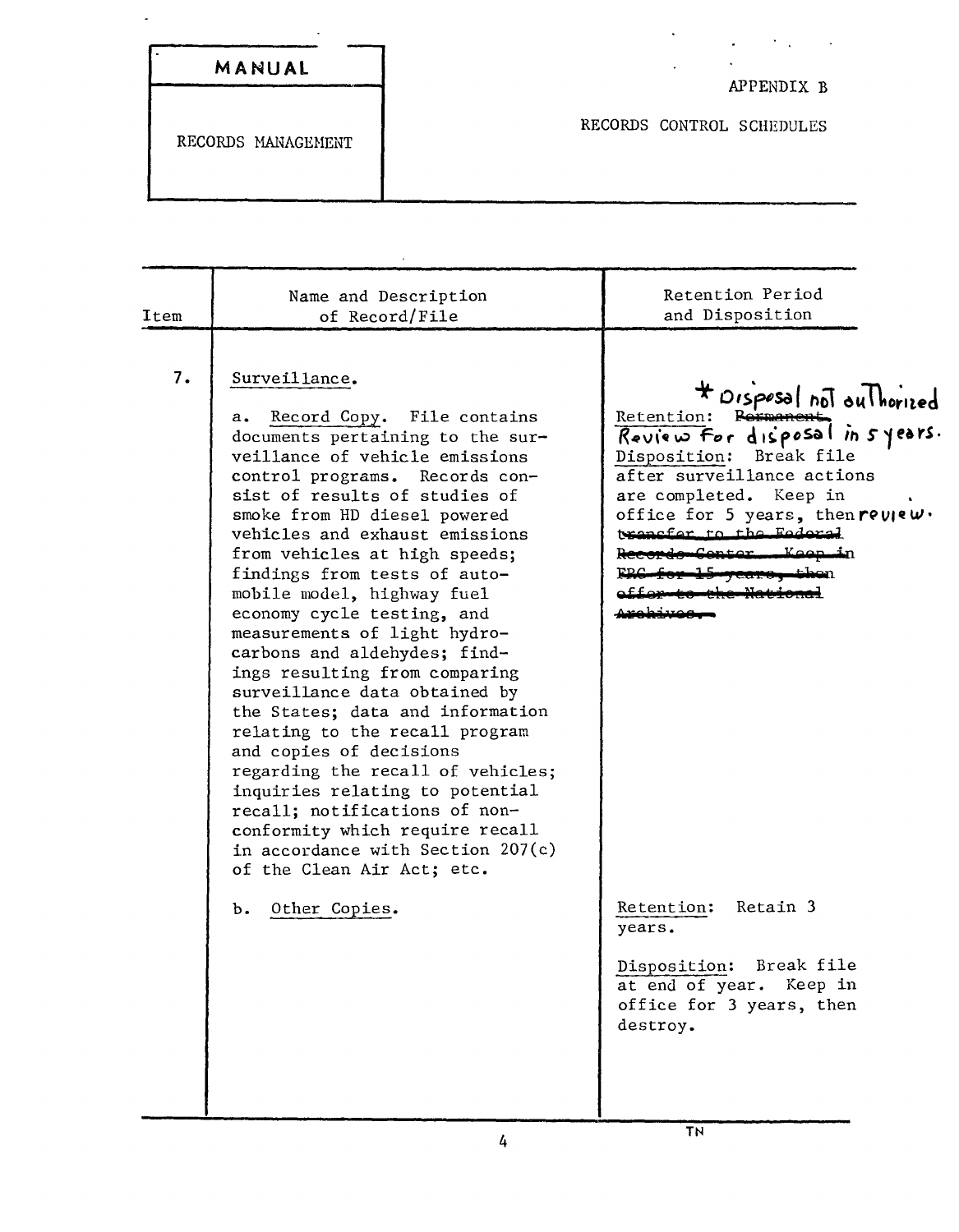| MANUAL | APPENDIX B |
| --- | --- |
| RECORDS MANAGEMENT | RECORDS CONTROL SCHEDULES |

| Item | Name and Description of Record/File | Retention Period and Disposition |
| --- | --- | --- |
| 7. | Surveillance. | |
| | a. Record Copy. File contains documents pertaining to the surveillance of vehicle emissions control programs. Records consist of results of studies of smoke from HD diesel powered vehicles and exhaust emissions from vehicles at high speeds; findings from tests of automobile model, highway fuel economy cycle testing, and measurements of light hydrocarbons and aldehydes; findings resulting from comparing surveillance data obtained by the States; data and information relating to the recall program and copies of decisions regarding the recall of vehicles; inquiries relating to potential recall; notifications of nonconformity which require recall in accordance with Section 207(c) of the Clean Air Act; etc. | * Disposal not authorized<br>Retention: ~~Permanent.~~ Review for disposal in 5 years.<br>Disposition: Break file after surveillance actions are completed. Keep in office for 5 years, then review. ~~transfer to the Federal Records Center. Keep in FRC for 15 years, then offer to the National Archives.~~ |
| | b. Other Copies. | Retention: Retain 3 years.<br><br>Disposition: Break file at end of year. Keep in office for 3 years, then destroy. |

TN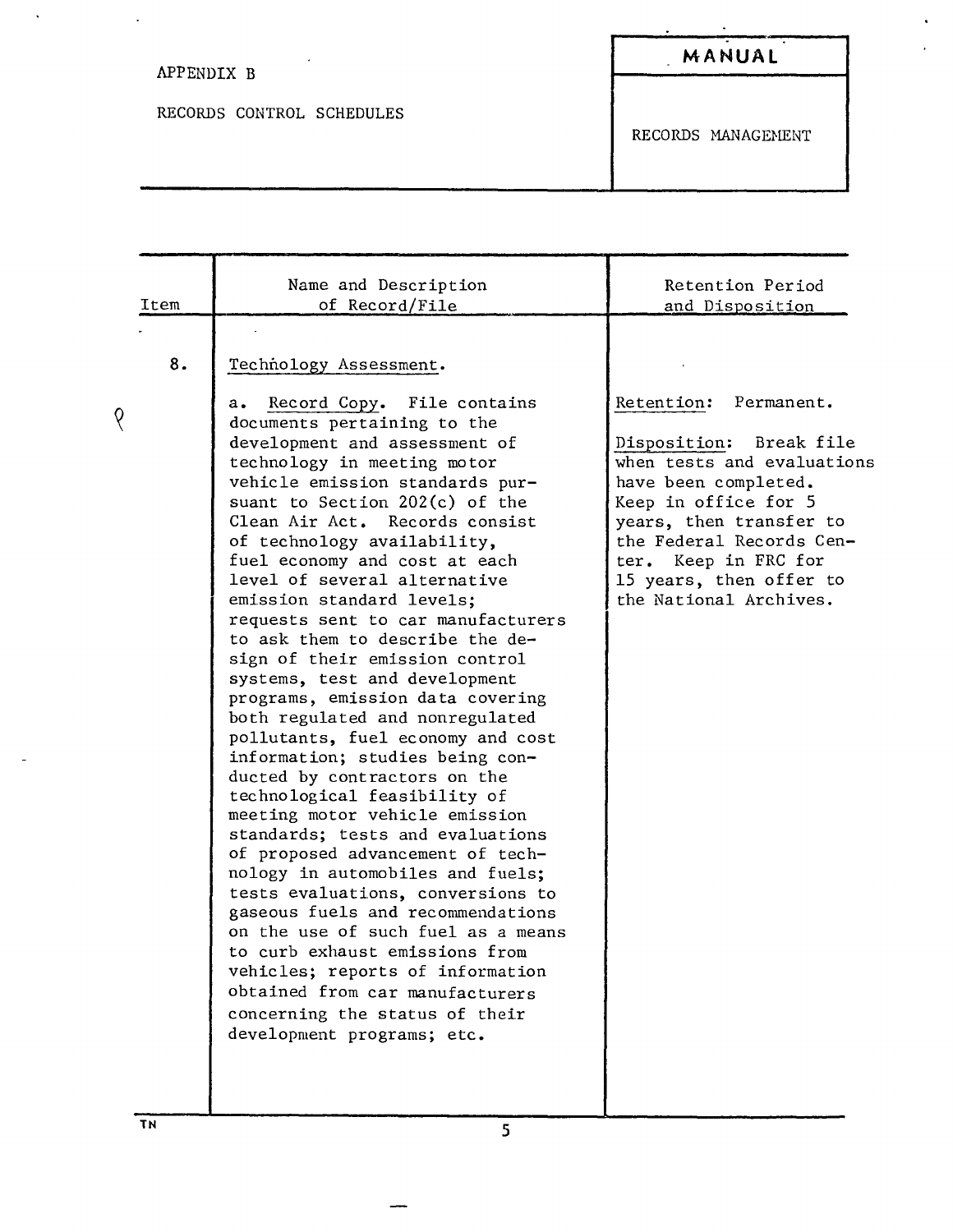APPENDIX B

RECORDS CONTROL SCHEDULES

**MANUAL**

RECORDS MANAGEMENT

| Item | Name and Description of Record/File | Retention Period and Disposition |
|---|---|---|
| 8. | Technology Assessment. | |
| | a. Record Copy. File contains documents pertaining to the development and assessment of technology in meeting motor vehicle emission standards pursuant to Section 202(c) of the Clean Air Act. Records consist of technology availability, fuel economy and cost at each level of several alternative emission standard levels; requests sent to car manufacturers to ask them to describe the design of their emission control systems, test and development programs, emission data covering both regulated and nonregulated pollutants, fuel economy and cost information; studies being conducted by contractors on the technological feasibility of meeting motor vehicle emission standards; tests and evaluations of proposed advancement of technology in automobiles and fuels; tests evaluations, conversions to gaseous fuels and recommendations on the use of such fuel as a means to curb exhaust emissions from vehicles; reports of information obtained from car manufacturers concerning the status of their development programs; etc. | Retention: Permanent.<br><br>Disposition: Break file when tests and evaluations have been completed. Keep in office for 5 years, then transfer to the Federal Records Center. Keep in FRC for 15 years, then offer to the National Archives. |

TN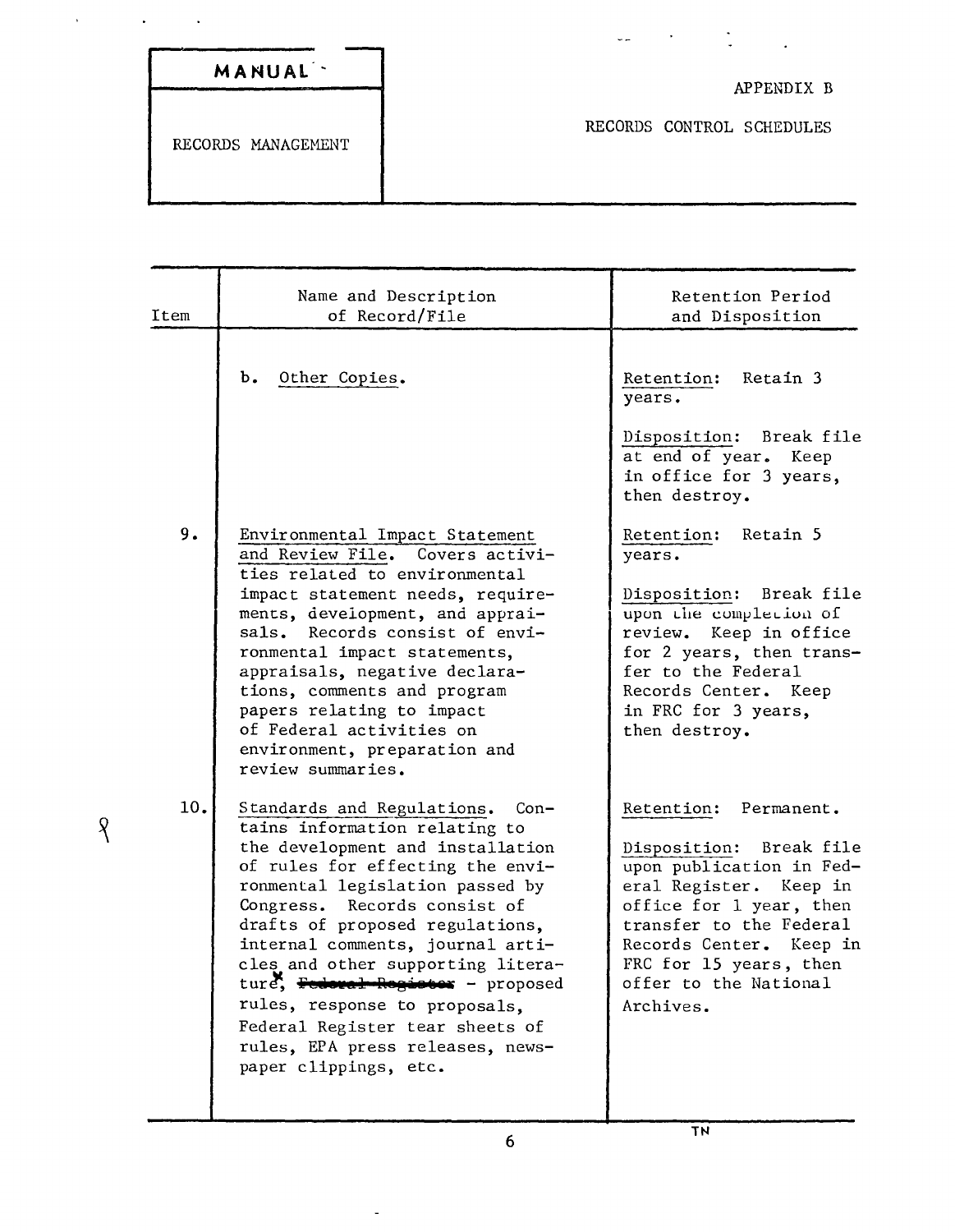| MANUAL |
| --- |
| RECORDS MANAGEMENT |

APPENDIX B

RECORDS CONTROL SCHEDULES

| Item | Name and Description of Record/File | Retention Period and Disposition |
| --- | --- | --- |
| | b. Other Copies. | Retention: Retain 3 years.<br><br>Disposition: Break file at end of year. Keep in office for 3 years, then destroy. |
| 9. | Environmental Impact Statement and Review File. Covers activities related to environmental impact statement needs, requirements, development, and appraisals. Records consist of environmental impact statements, appraisals, negative declarations, comments and program papers relating to impact of Federal activities on environment, preparation and review summaries. | Retention: Retain 5 years.<br><br>Disposition: Break file upon the completion of review. Keep in office for 2 years, then transfer to the Federal Records Center. Keep in FRC for 3 years, then destroy. |
| 10. | Standards and Regulations. Contains information relating to the development and installation of rules for effecting the environmental legislation passed by Congress. Records consist of drafts of proposed regulations, internal comments, journal articles and other supporting literature, ~~Federal Register~~ - proposed rules, response to proposals, Federal Register tear sheets of rules, EPA press releases, newspaper clippings, etc. | Retention: Permanent.<br><br>Disposition: Break file upon publication in Federal Register. Keep in office for 1 year, then transfer to the Federal Records Center. Keep in FRC for 15 years, then offer to the National Archives. |

TN